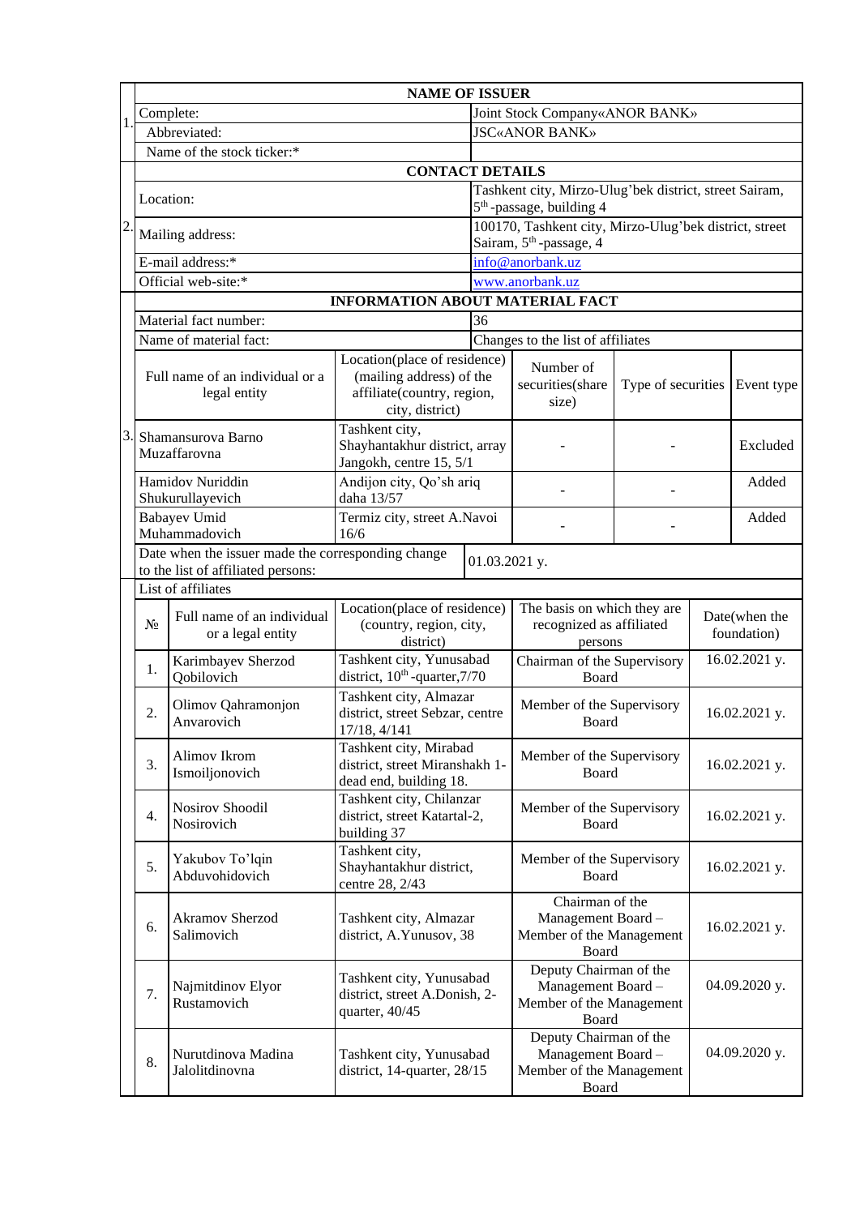| | NAME OF ISSUER | | | | | |
|---|---|---|---|---|---|---|
| 1. | Complete: | | Joint Stock Company«ANOR BANK» | | | |
| | Abbreviated: | | JSC«ANOR BANK» | | | |
| | Name of the stock ticker:* | | | | | |
| | **CONTACT DETAILS** | | | | | |
| 2. | Location: | | Tashkent city, Mirzo-Ulug'bek district, street Sairam, 5th-passage, building 4 | | | |
| | Mailing address: | | 100170, Tashkent city, Mirzo-Ulug'bek district, street Sairam, 5th-passage, 4 | | | |
| | E-mail address:* | | info@anorbank.uz | | | |
| | Official web-site:* | | www.anorbank.uz | | | |
| | **INFORMATION ABOUT MATERIAL FACT** | | | | | |
| 3. | Material fact number: | | 36 | | | |
| | Name of material fact: | | Changes to the list of affiliates | | | |
| | Full name of an individual or a legal entity | Location(place of residence) (mailing address) of the affiliate(country, region, city, district) | Number of securities(share size) | Type of securities | Event type | |
| | Shamansurova Barno Muzaffarovna | Tashkent city, Shayhantakhur district, array Jangokh, centre 15, 5/1 | - | - | Excluded | |
| | Hamidov Nuriddin Shukurullayevich | Andijon city, Qo'sh ariq daha 13/57 | - | - | Added | |
| | Babayev Umid Muhammadovich | Termiz city, street A.Navoi 16/6 | - | - | Added | |
| | Date when the issuer made the corresponding change to the list of affiliated persons: | | 01.03.2021 y. | | | |
| | List of affiliates | | | | | |

| № | Full name of an individual or a legal entity | Location(place of residence) (country, region, city, district) | The basis on which they are recognized as affiliated persons | Date(when the foundation) |
|---|---|---|---|---|
| 1. | Karimbayev Sherzod Qobilovich | Tashkent city, Yunusabad district, 10th-quarter,7/70 | Chairman of the Supervisory Board | 16.02.2021 y. |
| 2. | Olimov Qahramonjon Anvarovich | Tashkent city, Almazar district, street Sebzar, centre 17/18, 4/141 | Member of the Supervisory Board | 16.02.2021 y. |
| 3. | Alimov Ikrom Ismoiljonovich | Tashkent city, Mirabad district, street Miranshakh 1-dead end, building 18. | Member of the Supervisory Board | 16.02.2021 y. |
| 4. | Nosirov Shoodil Nosirovich | Tashkent city, Chilanzar district, street Katartal-2, building 37 | Member of the Supervisory Board | 16.02.2021 y. |
| 5. | Yakubov To'lqin Abduvohidovich | Tashkent city, Shayhantakhur district, centre 28, 2/43 | Member of the Supervisory Board | 16.02.2021 y. |
| 6. | Akramov Sherzod Salimovich | Tashkent city, Almazar district, A.Yunusov, 38 | Chairman of the Management Board – Member of the Management Board | 16.02.2021 y. |
| 7. | Najmitdinov Elyor Rustamovich | Tashkent city, Yunusabad district, street A.Donish, 2-quarter, 40/45 | Deputy Chairman of the Management Board – Member of the Management Board | 04.09.2020 y. |
| 8. | Nurutdinova Madina Jalolitdinovna | Tashkent city, Yunusabad district, 14-quarter, 28/15 | Deputy Chairman of the Management Board – Member of the Management Board | 04.09.2020 y. |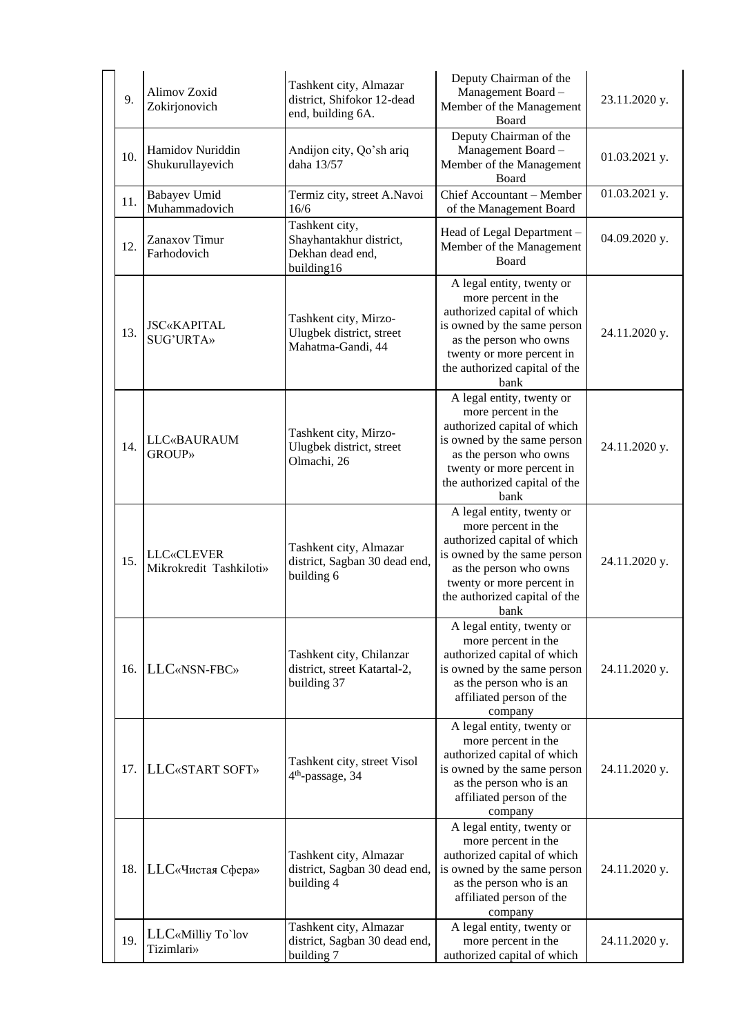| 9. | Alimov Zoxid Zokirjonovich | Tashkent city, Almazar district, Shifokor 12-dead end, building 6A. | Deputy Chairman of the Management Board – Member of the Management Board | 23.11.2020 y. |
|---|---|---|---|---|
| 10. | Hamidov Nuriddin Shukurullayevich | Andijon city, Qo'sh ariq daha 13/57 | Deputy Chairman of the Management Board – Member of the Management Board | 01.03.2021 y. |
| 11. | Babayev Umid Muhammadovich | Termiz city, street A.Navoi 16/6 | Chief Accountant – Member of the Management Board | 01.03.2021 y. |
| 12. | Zanaxov Timur Farhodovich | Tashkent city, Shayhantakhur district, Dekhan dead end, building16 | Head of Legal Department – Member of the Management Board | 04.09.2020 y. |
| 13. | JSC«KAPITAL SUG'URTA» | Tashkent city, Mirzo-Ulugbek district, street Mahatma-Gandi, 44 | A legal entity, twenty or more percent in the authorized capital of which is owned by the same person as the person who owns twenty or more percent in the authorized capital of the bank | 24.11.2020 y. |
| 14. | LLC«BAURAUM GROUP» | Tashkent city, Mirzo-Ulugbek district, street Olmachi, 26 | A legal entity, twenty or more percent in the authorized capital of which is owned by the same person as the person who owns twenty or more percent in the authorized capital of the bank | 24.11.2020 y. |
| 15. | LLC«CLEVER Mikrokredit Tashkiloti» | Tashkent city, Almazar district, Sagban 30 dead end, building 6 | A legal entity, twenty or more percent in the authorized capital of which is owned by the same person as the person who owns twenty or more percent in the authorized capital of the bank | 24.11.2020 y. |
| 16. | LLC«NSN-FBC» | Tashkent city, Chilanzar district, street Katartal-2, building 37 | A legal entity, twenty or more percent in the authorized capital of which is owned by the same person as the person who is an affiliated person of the company | 24.11.2020 y. |
| 17. | LLC«START SOFT» | Tashkent city, street Visol 4th-passage, 34 | A legal entity, twenty or more percent in the authorized capital of which is owned by the same person as the person who is an affiliated person of the company | 24.11.2020 y. |
| 18. | LLC«Чистая Сфера» | Tashkent city, Almazar district, Sagban 30 dead end, building 4 | A legal entity, twenty or more percent in the authorized capital of which is owned by the same person as the person who is an affiliated person of the company | 24.11.2020 y. |
| 19. | LLC«Milliy To`lov Tizimlari» | Tashkent city, Almazar district, Sagban 30 dead end, building 7 | A legal entity, twenty or more percent in the authorized capital of which | 24.11.2020 y. |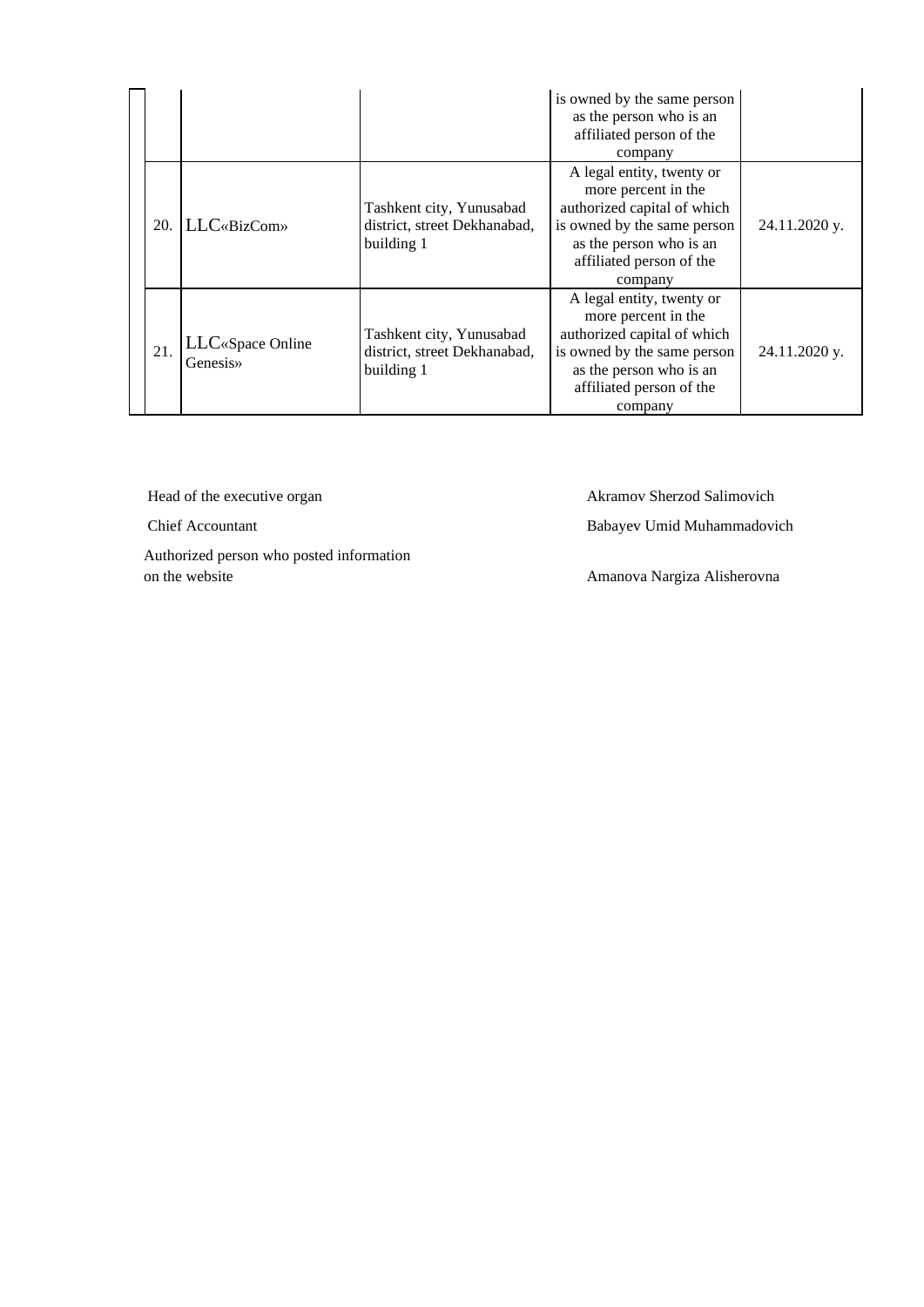| | | | | |
|---|---|---|---|---|
| | | | is owned by the same person as the person who is an affiliated person of the company | |
| 20. | LLC«BizCom» | Tashkent city, Yunusabad district, street Dekhanabad, building 1 | A legal entity, twenty or more percent in the authorized capital of which is owned by the same person as the person who is an affiliated person of the company | 24.11.2020 y. |
| 21. | LLC«Space Online Genesis» | Tashkent city, Yunusabad district, street Dekhanabad, building 1 | A legal entity, twenty or more percent in the authorized capital of which is owned by the same person as the person who is an affiliated person of the company | 24.11.2020 y. |

Head of the executive organ — Akramov Sherzod Salimovich

Chief Accountant — Babayev Umid Muhammadovich

Authorized person who posted information on the website — Amanova Nargiza Alisherovna